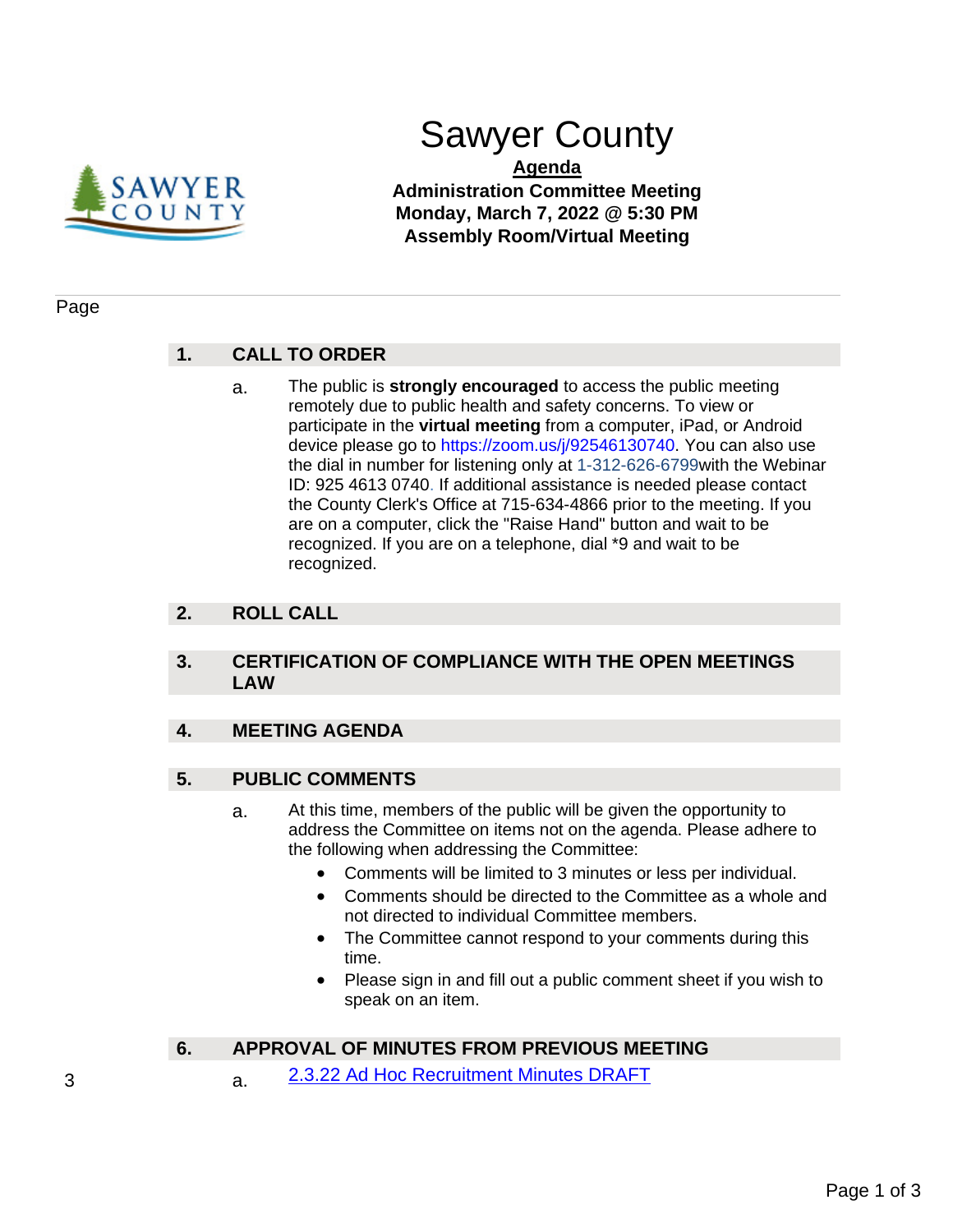# Sawyer County

**Agenda**

**Administration Committee Meeting**
**Monday, March 7, 2022 @ 5:30 PM**
**Assembly Room/Virtual Meeting**

Page

## 1. CALL TO ORDER

a. The public is **strongly encouraged** to access the public meeting remotely due to public health and safety concerns. To view or participate in the **virtual meeting** from a computer, iPad, or Android device please go to https://zoom.us/j/92546130740. You can also use the dial in number for listening only at 1-312-626-6799with the Webinar ID: 925 4613 0740. If additional assistance is needed please contact the County Clerk's Office at 715-634-4866 prior to the meeting. If you are on a computer, click the "Raise Hand" button and wait to be recognized. If you are on a telephone, dial *9 and wait to be recognized.

## 2. ROLL CALL

## 3. CERTIFICATION OF COMPLIANCE WITH THE OPEN MEETINGS LAW

## 4. MEETING AGENDA

## 5. PUBLIC COMMENTS

a. At this time, members of the public will be given the opportunity to address the Committee on items not on the agenda. Please adhere to the following when addressing the Committee:

- Comments will be limited to 3 minutes or less per individual.
- Comments should be directed to the Committee as a whole and not directed to individual Committee members.
- The Committee cannot respond to your comments during this time.
- Please sign in and fill out a public comment sheet if you wish to speak on an item.

## 6. APPROVAL OF MINUTES FROM PREVIOUS MEETING

3 — a. 2.3.22 Ad Hoc Recruitment Minutes DRAFT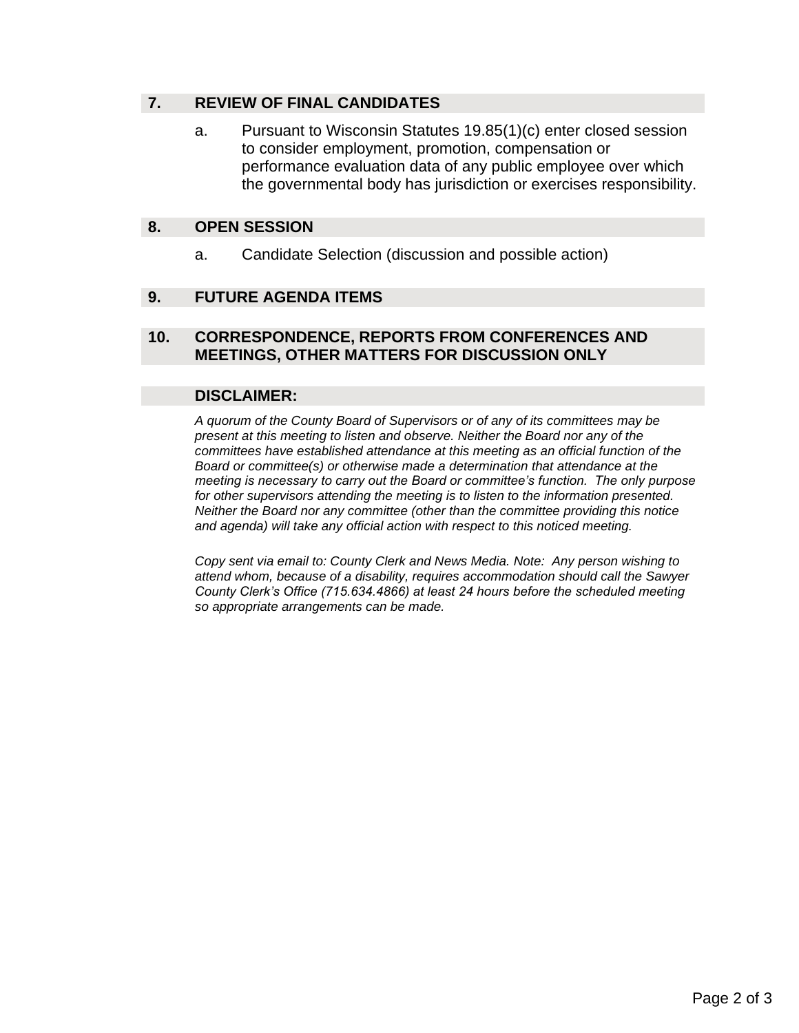## 7. REVIEW OF FINAL CANDIDATES

a. Pursuant to Wisconsin Statutes 19.85(1)(c) enter closed session to consider employment, promotion, compensation or performance evaluation data of any public employee over which the governmental body has jurisdiction or exercises responsibility.

## 8. OPEN SESSION

a. Candidate Selection (discussion and possible action)

## 9. FUTURE AGENDA ITEMS

## 10. CORRESPONDENCE, REPORTS FROM CONFERENCES AND MEETINGS, OTHER MATTERS FOR DISCUSSION ONLY

## DISCLAIMER:

*A quorum of the County Board of Supervisors or of any of its committees may be present at this meeting to listen and observe. Neither the Board nor any of the committees have established attendance at this meeting as an official function of the Board or committee(s) or otherwise made a determination that attendance at the meeting is necessary to carry out the Board or committee's function. The only purpose for other supervisors attending the meeting is to listen to the information presented. Neither the Board nor any committee (other than the committee providing this notice and agenda) will take any official action with respect to this noticed meeting.*

*Copy sent via email to: County Clerk and News Media. Note: Any person wishing to attend whom, because of a disability, requires accommodation should call the Sawyer County Clerk's Office (715.634.4866) at least 24 hours before the scheduled meeting so appropriate arrangements can be made.*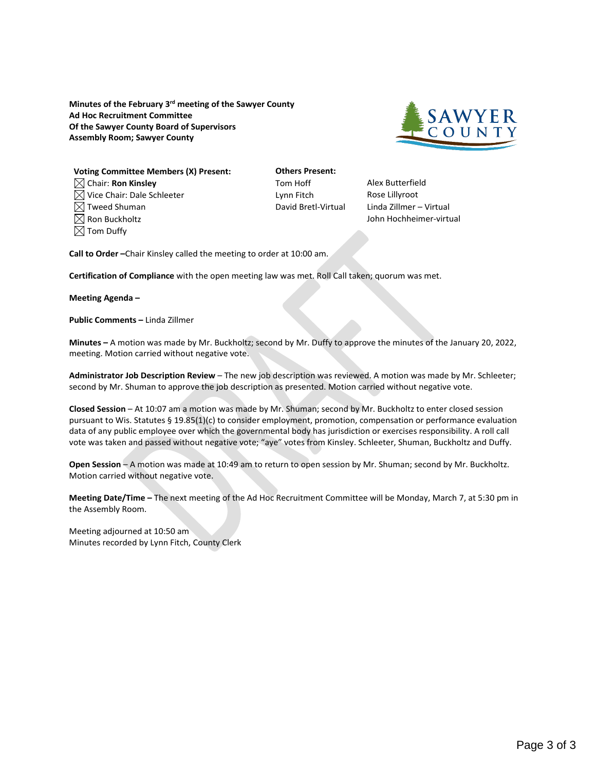**Minutes of the February 3rd meeting of the Sawyer County**
**Ad Hoc Recruitment Committee**
**Of the Sawyer County Board of Supervisors**
**Assembly Room; Sawyer County**

**Voting Committee Members (X) Present:**

- ☒ Chair: **Ron Kinsley**
- ☒ Vice Chair: Dale Schleeter
- ☒ Tweed Shuman
- ☒ Ron Buckholtz
- ☒ Tom Duffy

**Others Present:**

| | |
|---|---|
| Tom Hoff | Alex Butterfield |
| Lynn Fitch | Rose Lillyroot |
| David Bretl-Virtual | Linda Zillmer – Virtual |
| | John Hochheimer-virtual |

**Call to Order –**Chair Kinsley called the meeting to order at 10:00 am.

**Certification of Compliance** with the open meeting law was met. Roll Call taken; quorum was met.

**Meeting Agenda –**

**Public Comments –** Linda Zillmer

**Minutes –** A motion was made by Mr. Buckholtz; second by Mr. Duffy to approve the minutes of the January 20, 2022, meeting. Motion carried without negative vote.

**Administrator Job Description Review** – The new job description was reviewed. A motion was made by Mr. Schleeter; second by Mr. Shuman to approve the job description as presented. Motion carried without negative vote.

**Closed Session** – At 10:07 am a motion was made by Mr. Shuman; second by Mr. Buckholtz to enter closed session pursuant to Wis. Statutes § 19.85(1)(c) to consider employment, promotion, compensation or performance evaluation data of any public employee over which the governmental body has jurisdiction or exercises responsibility. A roll call vote was taken and passed without negative vote; "aye" votes from Kinsley. Schleeter, Shuman, Buckholtz and Duffy.

**Open Session** – A motion was made at 10:49 am to return to open session by Mr. Shuman; second by Mr. Buckholtz. Motion carried without negative vote.

**Meeting Date/Time –** The next meeting of the Ad Hoc Recruitment Committee will be Monday, March 7, at 5:30 pm in the Assembly Room.

Meeting adjourned at 10:50 am
Minutes recorded by Lynn Fitch, County Clerk